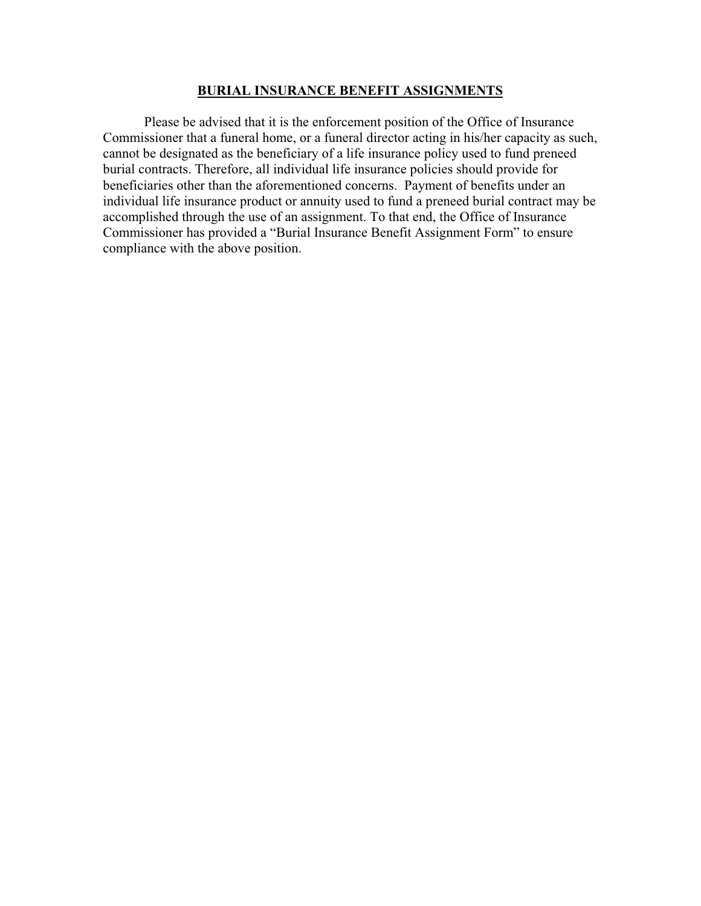# BURIAL INSURANCE BENEFIT ASSIGNMENTS

Please be advised that it is the enforcement position of the Office of Insurance Commissioner that a funeral home, or a funeral director acting in his/her capacity as such, cannot be designated as the beneficiary of a life insurance policy used to fund preneed burial contracts. Therefore, all individual life insurance policies should provide for beneficiaries other than the aforementioned concerns. Payment of benefits under an individual life insurance product or annuity used to fund a preneed burial contract may be accomplished through the use of an assignment. To that end, the Office of Insurance Commissioner has provided a "Burial Insurance Benefit Assignment Form" to ensure compliance with the above position.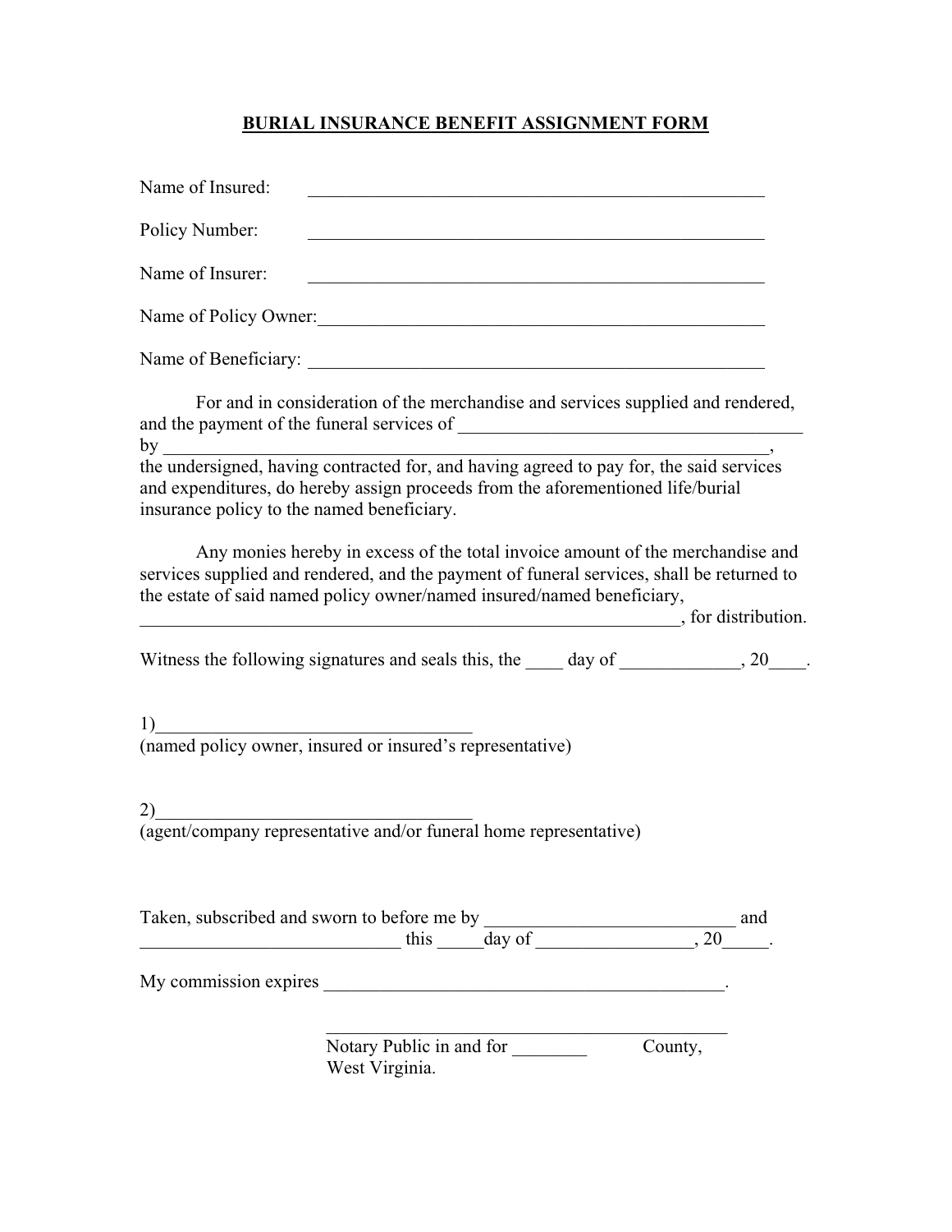# BURIAL INSURANCE BENEFIT ASSIGNMENT FORM

Name of Insured: ____________________________________________________

Policy Number: ____________________________________________________

Name of Insurer: ____________________________________________________

Name of Policy Owner:__________________________________________________

Name of Beneficiary: ___________________________________________________

For and in consideration of the merchandise and services supplied and rendered, and the payment of the funeral services of ______________________________________ by _________________________________________________________________, the undersigned, having contracted for, and having agreed to pay for, the said services and expenditures, do hereby assign proceeds from the aforementioned life/burial insurance policy to the named beneficiary.

Any monies hereby in excess of the total invoice amount of the merchandise and services supplied and rendered, and the payment of funeral services, shall be returned to the estate of said named policy owner/named insured/named beneficiary, _______________________________________________________________, for distribution.

Witness the following signatures and seals this, the ____ day of _____________, 20____.

1)___________________________________
(named policy owner, insured or insured's representative)

2)___________________________________
(agent/company representative and/or funeral home representative)

Taken, subscribed and sworn to before me by ___________________________ and ____________________________ this _____day of _________________, 20_____.

My commission expires _____________________________________________.

_______________________________________________
Notary Public in and for ________ County,
West Virginia.